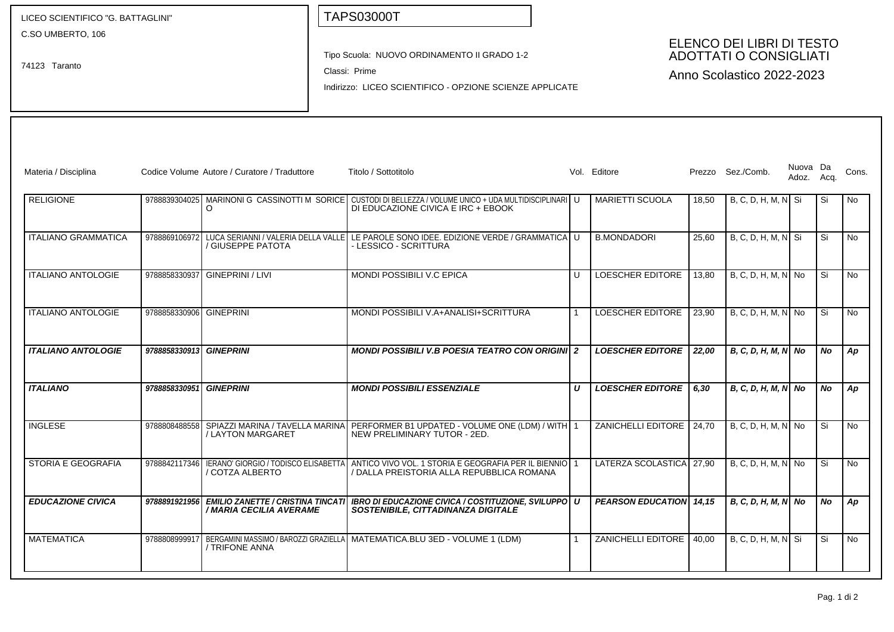LICEO SCIENTIFICO "G. BATTAGLINI"
C.SO UMBERTO, 106

74123 Taranto

TAPS03000T

Tipo Scuola: NUOVO ORDINAMENTO II GRADO 1-2

Classi: Prime

Indirizzo: LICEO SCIENTIFICO - OPZIONE SCIENZE APPLICATE

## ELENCO DEI LIBRI DI TESTO ADOTTATI O CONSIGLIATI

Anno Scolastico 2022-2023

| Materia / Disciplina | Codice Volume | Autore / Curatore / Traduttore | Titolo / Sottotitolo | Vol. | Editore | Prezzo | Sez./Comb. | Nuova Adoz. | Da Acq. | Cons. |
|---|---|---|---|---|---|---|---|---|---|---|
| RELIGIONE | 9788839304025 | MARINONI G CASSINOTTI M SORICE O | CUSTODI DI BELLEZZA / VOLUME UNICO + UDA MULTIDISCIPLINARI DI EDUCAZIONE CIVICA E IRC + EBOOK | U | MARIETTI SCUOLA | 18,50 | B, C, D, H, M, N | Si | Si | No |
| ITALIANO GRAMMATICA | 9788869106972 | LUCA SERIANNI / VALERIA DELLA VALLE / GIUSEPPE PATOTA | LE PAROLE SONO IDEE. EDIZIONE VERDE / GRAMMATICA - LESSICO - SCRITTURA | U | B.MONDADORI | 25,60 | B, C, D, H, M, N | Si | Si | No |
| ITALIANO ANTOLOGIE | 9788858330937 | GINEPRINI / LIVI | MONDI POSSIBILI V.C EPICA | U | LOESCHER EDITORE | 13,80 | B, C, D, H, M, N | No | Si | No |
| ITALIANO ANTOLOGIE | 9788858330906 | GINEPRINI | MONDI POSSIBILI V.A+ANALISI+SCRITTURA | 1 | LOESCHER EDITORE | 23,90 | B, C, D, H, M, N | No | Si | No |
| ***ITALIANO ANTOLOGIE*** | ***9788858330913*** | ***GINEPRINI*** | ***MONDI POSSIBILI V.B POESIA TEATRO CON ORIGINI*** | ***2*** | ***LOESCHER EDITORE*** | ***22,00*** | ***B, C, D, H, M, N*** | ***No*** | ***No*** | ***Ap*** |
| ***ITALIANO*** | ***9788858330951*** | ***GINEPRINI*** | ***MONDI POSSIBILI ESSENZIALE*** | ***U*** | ***LOESCHER EDITORE*** | ***6,30*** | ***B, C, D, H, M, N*** | ***No*** | ***No*** | ***Ap*** |
| INGLESE | 9788808488558 | SPIAZZI MARINA / TAVELLA MARINA / LAYTON MARGARET | PERFORMER B1 UPDATED - VOLUME ONE (LDM) / WITH NEW PRELIMINARY TUTOR - 2ED. | 1 | ZANICHELLI EDITORE | 24,70 | B, C, D, H, M, N | No | Si | No |
| STORIA E GEOGRAFIA | 9788842117346 | IERANO' GIORGIO / TODISCO ELISABETTA / COTZA ALBERTO | ANTICO VIVO VOL. 1 STORIA E GEOGRAFIA PER IL BIENNIO / DALLA PREISTORIA ALLA REPUBBLICA ROMANA | 1 | LATERZA SCOLASTICA | 27,90 | B, C, D, H, M, N | No | Si | No |
| ***EDUCAZIONE CIVICA*** | ***9788891921956*** | ***EMILIO ZANETTE / CRISTINA TINCATI / MARIA CECILIA AVERAME*** | ***IBRO DI EDUCAZIONE CIVICA / COSTITUZIONE, SVILUPPO SOSTENIBILE, CITTADINANZA DIGITALE*** | ***U*** | ***PEARSON EDUCATION*** | ***14,15*** | ***B, C, D, H, M, N*** | ***No*** | ***No*** | ***Ap*** |
| MATEMATICA | 9788808999917 | BERGAMINI MASSIMO / BAROZZI GRAZIELLA / TRIFONE ANNA | MATEMATICA.BLU 3ED - VOLUME 1 (LDM) | 1 | ZANICHELLI EDITORE | 40,00 | B, C, D, H, M, N | Si | Si | No |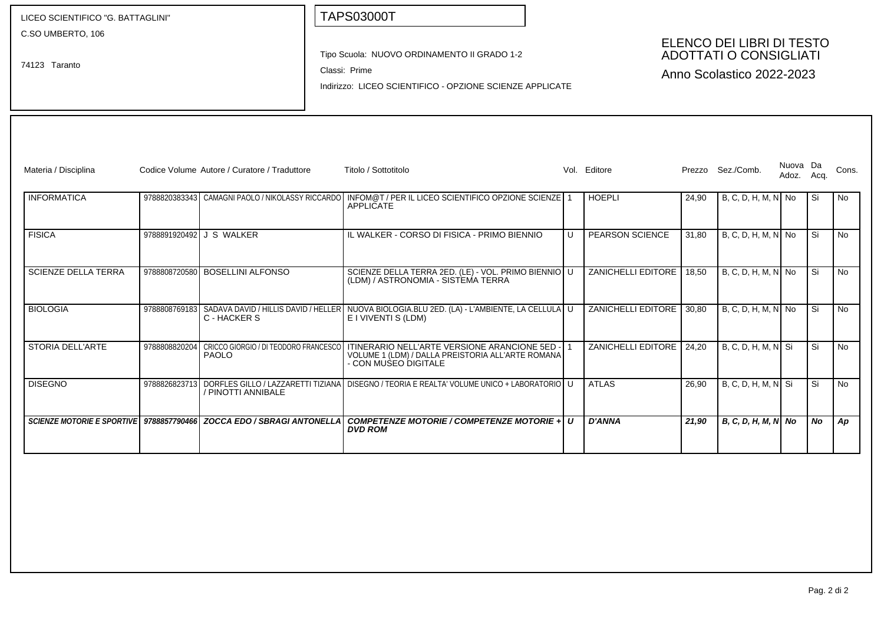LICEO SCIENTIFICO "G. BATTAGLINI"
C.SO UMBERTO, 106

74123 Taranto

TAPS03000T

Tipo Scuola: NUOVO ORDINAMENTO II GRADO 1-2
Classi: Prime
Indirizzo: LICEO SCIENTIFICO - OPZIONE SCIENZE APPLICATE

# ELENCO DEI LIBRI DI TESTO ADOTTATI O CONSIGLIATI

Anno Scolastico 2022-2023

| Materia / Disciplina | Codice Volume | Autore / Curatore / Traduttore | Titolo / Sottotitolo | Vol. | Editore | Prezzo | Sez./Comb. | Nuova Adoz. | Da Acq. | Cons. |
|---|---|---|---|---|---|---|---|---|---|---|
| INFORMATICA | 9788820383343 | CAMAGNI PAOLO / NIKOLASSY RICCARDO | INFOM@T / PER IL LICEO SCIENTIFICO OPZIONE SCIENZE APPLICATE | 1 | HOEPLI | 24,90 | B, C, D, H, M, N | No | Si | No |
| FISICA | 9788891920492 | J S WALKER | IL WALKER - CORSO DI FISICA - PRIMO BIENNIO | U | PEARSON SCIENCE | 31,80 | B, C, D, H, M, N | No | Si | No |
| SCIENZE DELLA TERRA | 9788808720580 | BOSELLINI ALFONSO | SCIENZE DELLA TERRA 2ED. (LE) - VOL. PRIMO BIENNIO (LDM) / ASTRONOMIA - SISTEMA TERRA | U | ZANICHELLI EDITORE | 18,50 | B, C, D, H, M, N | No | Si | No |
| BIOLOGIA | 9788808769183 | SADAVA DAVID / HILLIS DAVID / HELLER C - HACKER S | NUOVA BIOLOGIA.BLU 2ED. (LA) - L'AMBIENTE, LA CELLULA E I VIVENTI S (LDM) | U | ZANICHELLI EDITORE | 30,80 | B, C, D, H, M, N | No | Si | No |
| STORIA DELL'ARTE | 9788808820204 | CRICCO GIORGIO / DI TEODORO FRANCESCO PAOLO | ITINERARIO NELL'ARTE VERSIONE ARANCIONE 5ED - VOLUME 1 (LDM) / DALLA PREISTORIA ALL'ARTE ROMANA - CON MUSEO DIGITALE | 1 | ZANICHELLI EDITORE | 24,20 | B, C, D, H, M, N | Si | Si | No |
| DISEGNO | 9788826823713 | DORFLES GILLO / LAZZARETTI TIZIANA / PINOTTI ANNIBALE | DISEGNO / TEORIA E REALTA' VOLUME UNICO + LABORATORIO | U | ATLAS | 26,90 | B, C, D, H, M, N | Si | Si | No |
| ***SCIENZE MOTORIE E SPORTIVE*** | ***9788857790466*** | ***ZOCCA EDO / SBRAGI ANTONELLA*** | ***COMPETENZE MOTORIE / COMPETENZE MOTORIE + DVD ROM*** | ***U*** | ***D'ANNA*** | ***21,90*** | ***B, C, D, H, M, N*** | ***No*** | ***No*** | ***Ap*** |